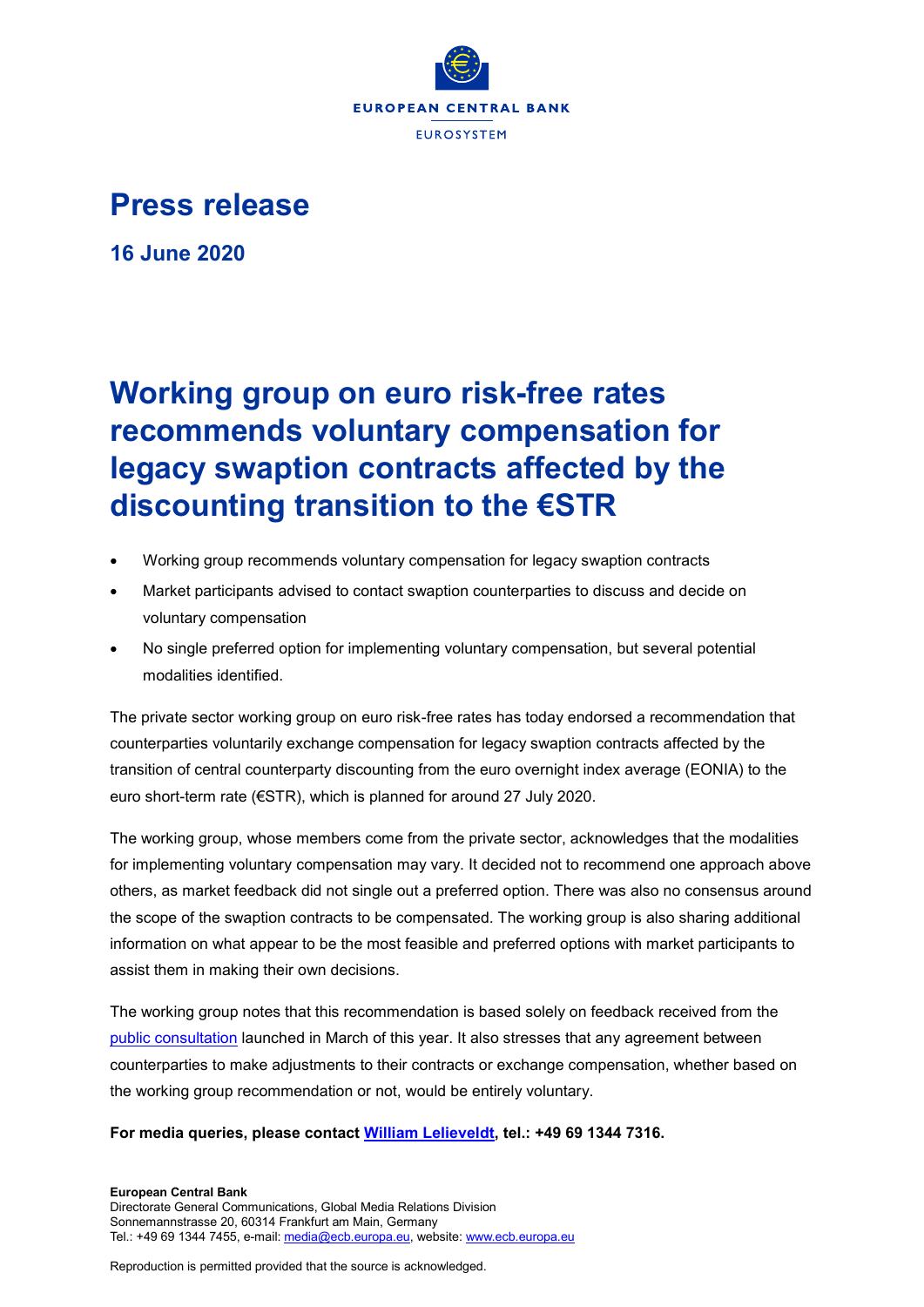# Press release

**16 June 2020**

# Working group on euro risk-free rates recommends voluntary compensation for legacy swaption contracts affected by the discounting transition to the €STR

- Working group recommends voluntary compensation for legacy swaption contracts
- Market participants advised to contact swaption counterparties to discuss and decide on voluntary compensation
- No single preferred option for implementing voluntary compensation, but several potential modalities identified.

The private sector working group on euro risk-free rates has today endorsed a recommendation that counterparties voluntarily exchange compensation for legacy swaption contracts affected by the transition of central counterparty discounting from the euro overnight index average (EONIA) to the euro short-term rate (€STR), which is planned for around 27 July 2020.

The working group, whose members come from the private sector, acknowledges that the modalities for implementing voluntary compensation may vary. It decided not to recommend one approach above others, as market feedback did not single out a preferred option. There was also no consensus around the scope of the swaption contracts to be compensated. The working group is also sharing additional information on what appear to be the most feasible and preferred options with market participants to assist them in making their own decisions.

The working group notes that this recommendation is based solely on feedback received from the public consultation launched in March of this year. It also stresses that any agreement between counterparties to make adjustments to their contracts or exchange compensation, whether based on the working group recommendation or not, would be entirely voluntary.

**For media queries, please contact William Lelieveldt, tel.: +49 69 1344 7316.**

**European Central Bank**
Directorate General Communications, Global Media Relations Division
Sonnemannstrasse 20, 60314 Frankfurt am Main, Germany
Tel.: +49 69 1344 7455, e-mail: media@ecb.europa.eu, website: www.ecb.europa.eu

Reproduction is permitted provided that the source is acknowledged.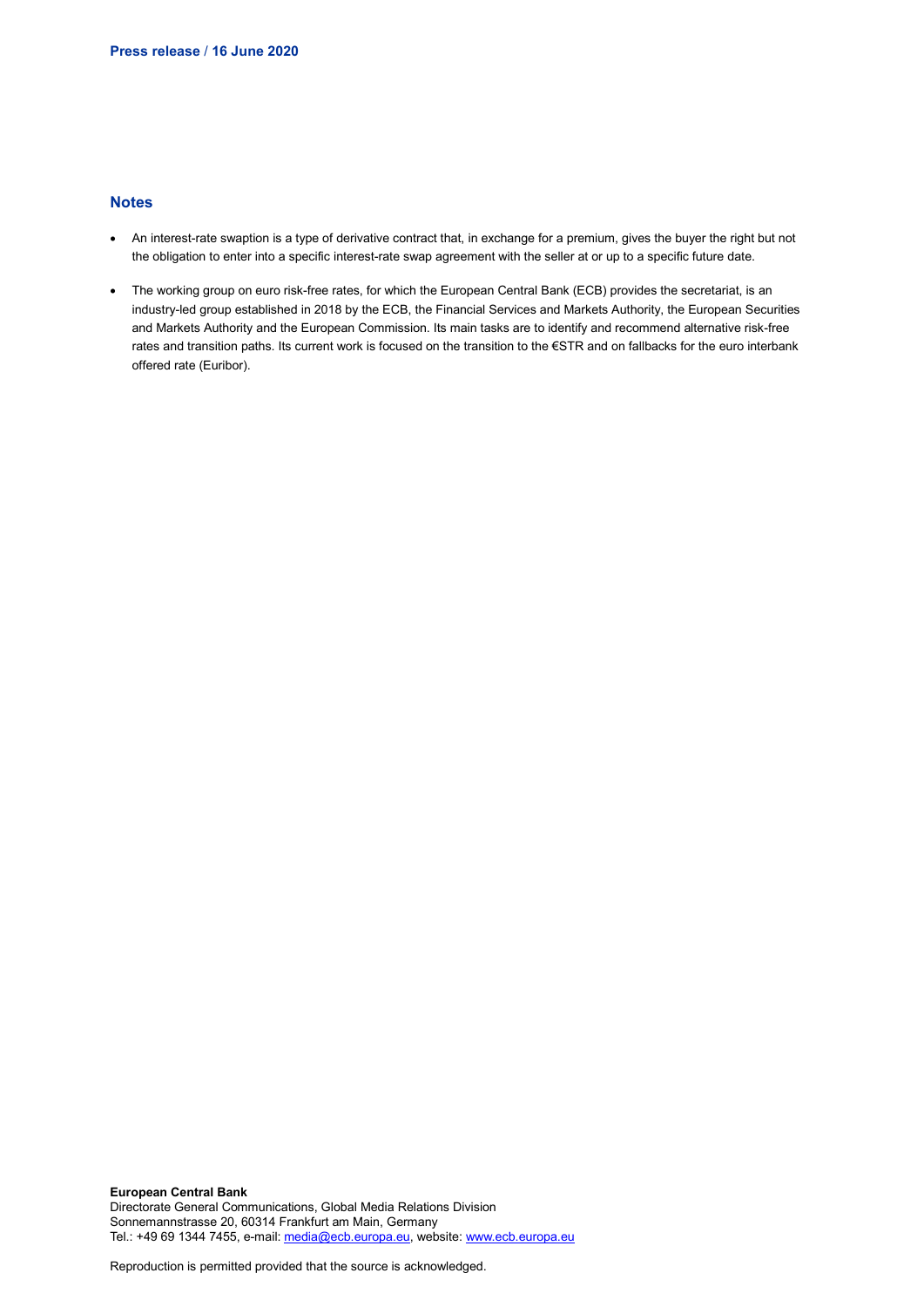## Notes

- An interest-rate swaption is a type of derivative contract that, in exchange for a premium, gives the buyer the right but not the obligation to enter into a specific interest-rate swap agreement with the seller at or up to a specific future date.
- The working group on euro risk-free rates, for which the European Central Bank (ECB) provides the secretariat, is an industry-led group established in 2018 by the ECB, the Financial Services and Markets Authority, the European Securities and Markets Authority and the European Commission. Its main tasks are to identify and recommend alternative risk-free rates and transition paths. Its current work is focused on the transition to the €STR and on fallbacks for the euro interbank offered rate (Euribor).

**European Central Bank**
Directorate General Communications, Global Media Relations Division
Sonnemannstrasse 20, 60314 Frankfurt am Main, Germany
Tel.: +49 69 1344 7455, e-mail: media@ecb.europa.eu, website: www.ecb.europa.eu

Reproduction is permitted provided that the source is acknowledged.